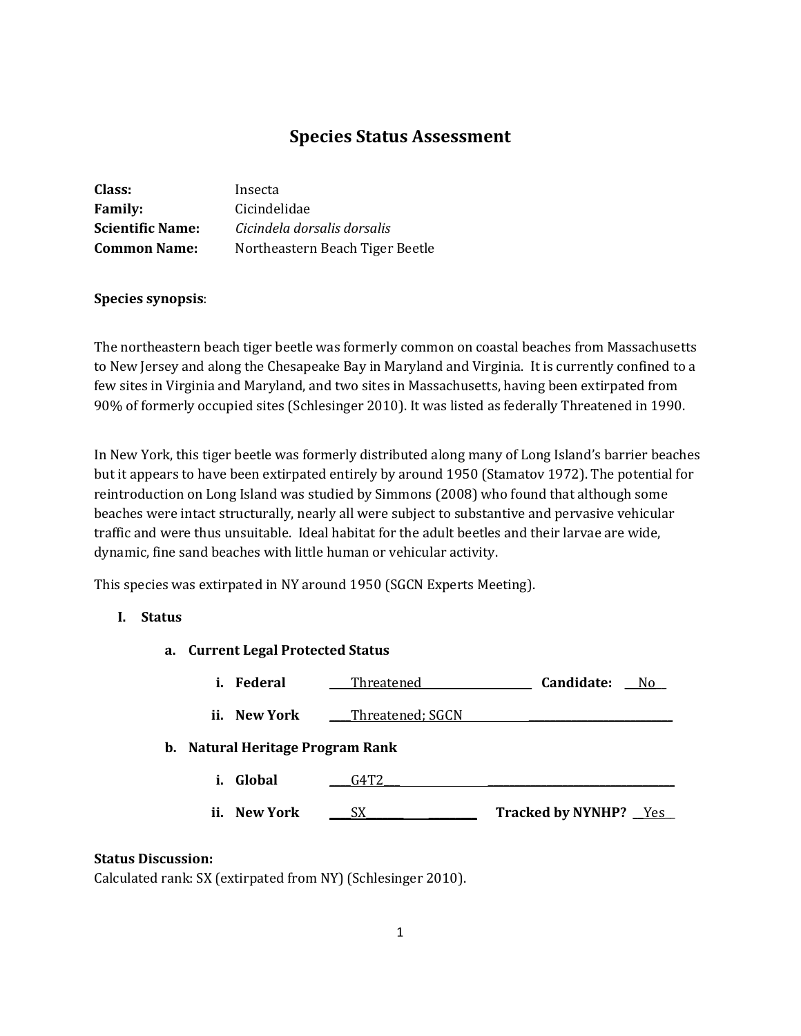# Species Status Assessment

**Class:** Insecta
**Family:** Cicindelidae
**Scientific Name:** *Cicindela dorsalis dorsalis*
**Common Name:** Northeastern Beach Tiger Beetle

**Species synopsis**:

The northeastern beach tiger beetle was formerly common on coastal beaches from Massachusetts to New Jersey and along the Chesapeake Bay in Maryland and Virginia. It is currently confined to a few sites in Virginia and Maryland, and two sites in Massachusetts, having been extirpated from 90% of formerly occupied sites (Schlesinger 2010). It was listed as federally Threatened in 1990.

In New York, this tiger beetle was formerly distributed along many of Long Island's barrier beaches but it appears to have been extirpated entirely by around 1950 (Stamatov 1972). The potential for reintroduction on Long Island was studied by Simmons (2008) who found that although some beaches were intact structurally, nearly all were subject to substantive and pervasive vehicular traffic and were thus unsuitable. Ideal habitat for the adult beetles and their larvae are wide, dynamic, fine sand beaches with little human or vehicular activity.

This species was extirpated in NY around 1950 (SGCN Experts Meeting).

## I. Status

### a. Current Legal Protected Status

**i. Federal** ____Threatened____________________ **Candidate:** __No__

**ii. New York** ____Threatened; SGCN______________________________

### b. Natural Heritage Program Rank

**i. Global** ____G4T2___________________________________

**ii. New York** ____SX_______________ **Tracked by NYNHP?** __Yes__

**Status Discussion:**
Calculated rank: SX (extirpated from NY) (Schlesinger 2010).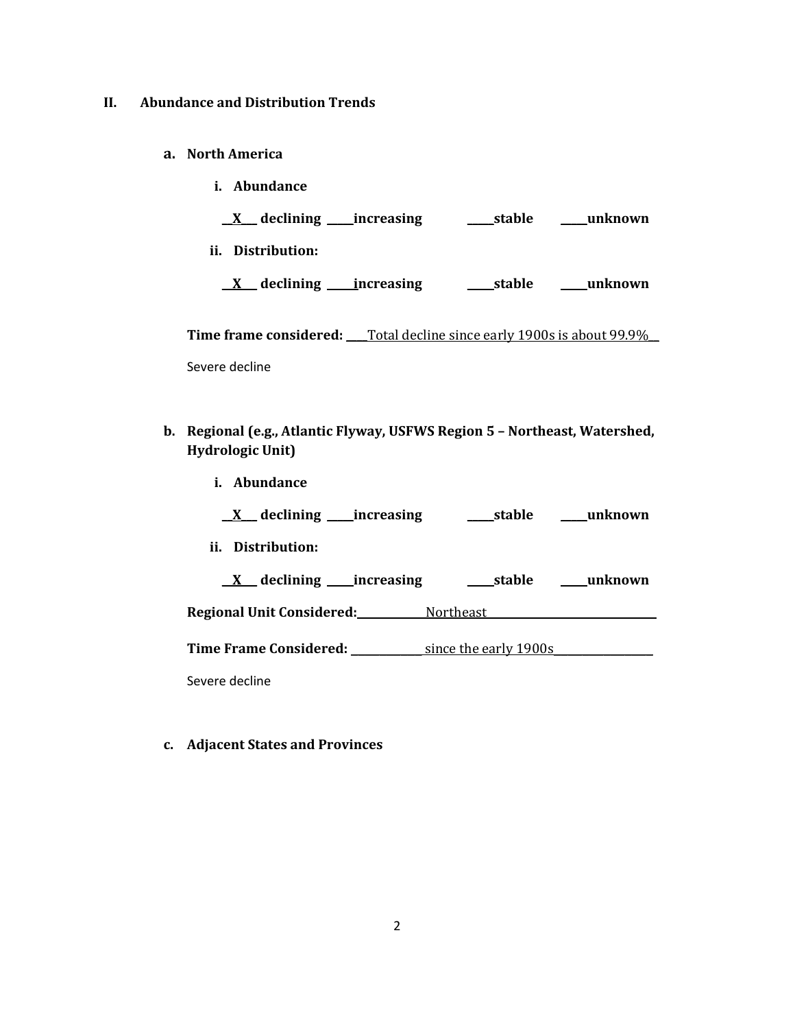## II. Abundance and Distribution Trends

### a. North America

**i. Abundance**

**__X__ declining ____increasing ____stable ____unknown**

**ii. Distribution:**

**__X__ declining ____increasing ____stable ____unknown**

**Time frame considered:** ____Total decline since early 1900s is about 99.9%__

Severe decline

### b. Regional (e.g., Atlantic Flyway, USFWS Region 5 – Northeast, Watershed, Hydrologic Unit)

**i. Abundance**

**__X__ declining ____increasing ____stable ____unknown**

**ii. Distribution:**

**__X__ declining ____increasing ____stable ____unknown**

**Regional Unit Considered:**____________Northeast______________________________

**Time Frame Considered:** ____________ since the early 1900s________________

Severe decline

### c. Adjacent States and Provinces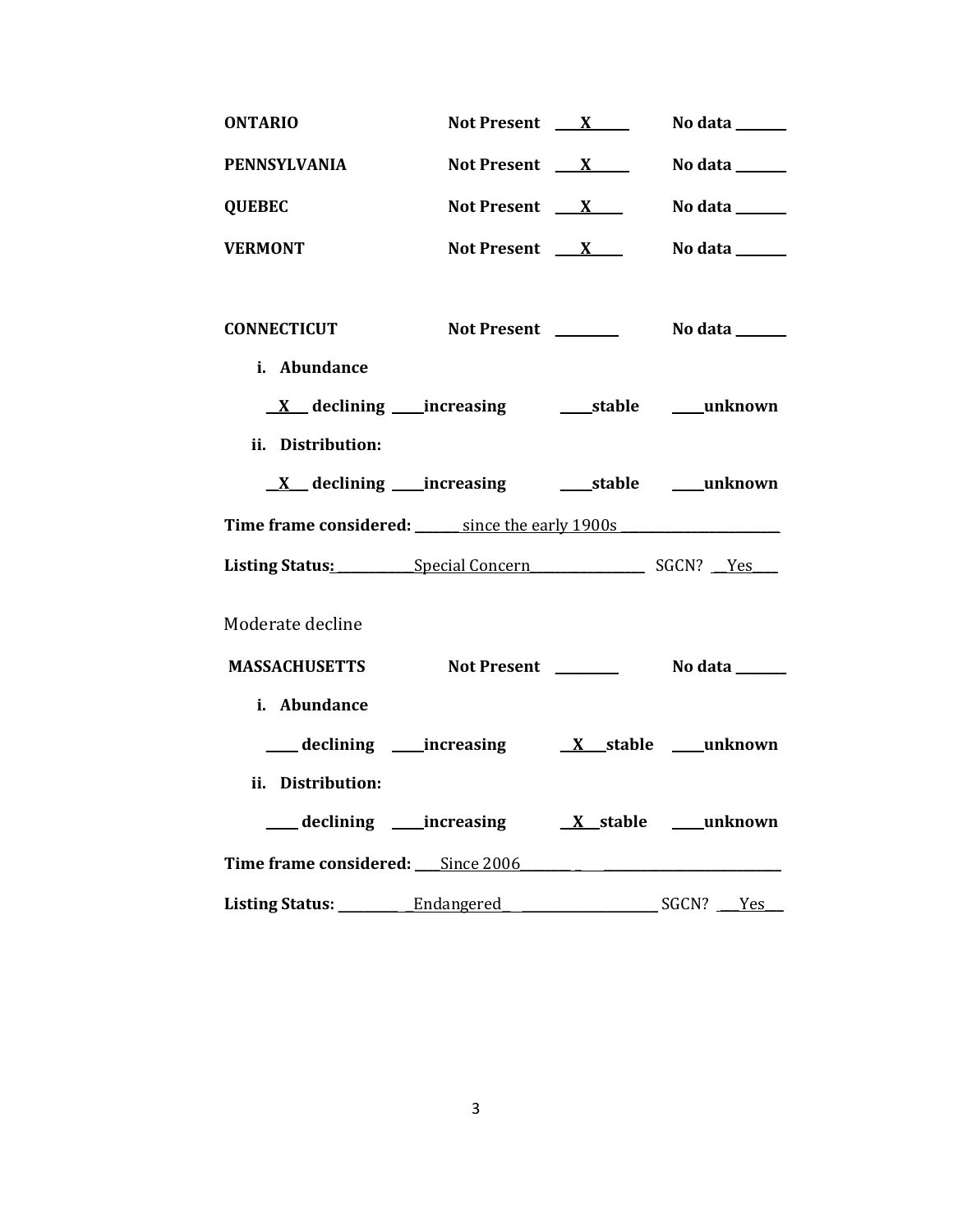**ONTARIO** **Not Present** __X__ **No data** ____

**PENNSYLVANIA** **Not Present** __X__ **No data** ____

**QUEBEC** **Not Present** __X__ **No data** ____

**VERMONT** **Not Present** __X__ **No data** ____

**CONNECTICUT** **Not Present** ____ **No data** ____

i. **Abundance**

__X__ **declining** ____**increasing** ____**stable** ____**unknown**

ii. **Distribution:**

__X__ **declining** ____**increasing** ____**stable** ____**unknown**

**Time frame considered:** ____ since the early 1900s ____

**Listing Status:** ____ Special Concern ____ SGCN? __Yes__

Moderate decline

**MASSACHUSETTS** **Not Present** ____ **No data** ____

i. **Abundance**

____ **declining** ____**increasing** __X__**stable** ____**unknown**

ii. **Distribution:**

____ **declining** ____**increasing** __X__**stable** ____**unknown**

**Time frame considered:** ____Since 2006____

**Listing Status:** ____ Endangered ____ SGCN? __Yes__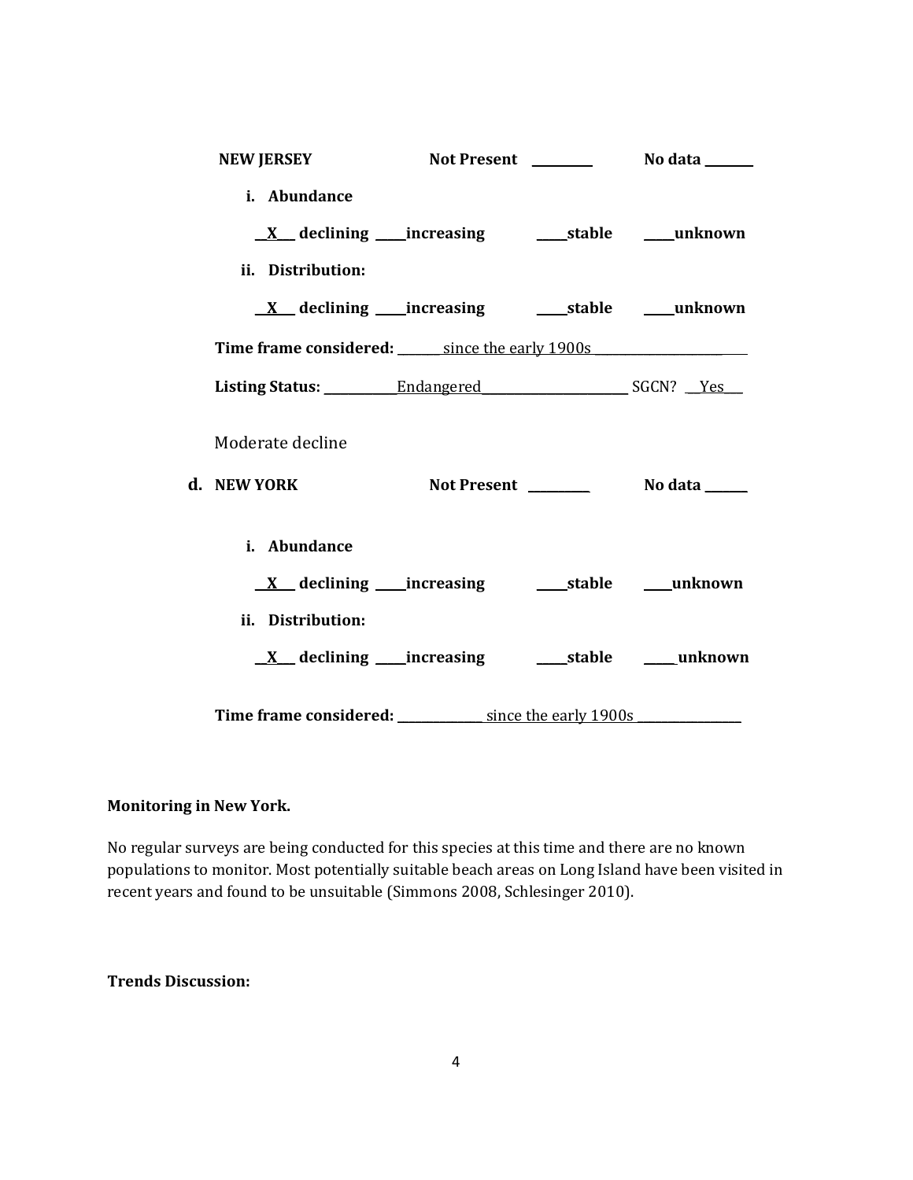**NEW JERSEY** **Not Present** ________ **No data** ________

**i. Abundance**

__X__ **declining** ____**increasing** ____**stable** ____**unknown**

**ii. Distribution:**

__X__ **declining** ____**increasing** ____**stable** ____**unknown**

**Time frame considered:** ______ since the early 1900s ____________________

**Listing Status:** ___________Endangered______________________ SGCN? __Yes__

Moderate decline

**d. NEW YORK** **Not Present** ________ **No data** ________

**i. Abundance**

__X__ **declining** ____**increasing** ____**stable** ____**unknown**

**ii. Distribution:**

__X__ **declining** ____**increasing** ____**stable** ____**unknown**

**Time frame considered:** _____________ since the early 1900s ________________

**Monitoring in New York.**

No regular surveys are being conducted for this species at this time and there are no known populations to monitor. Most potentially suitable beach areas on Long Island have been visited in recent years and found to be unsuitable (Simmons 2008, Schlesinger 2010).

**Trends Discussion:**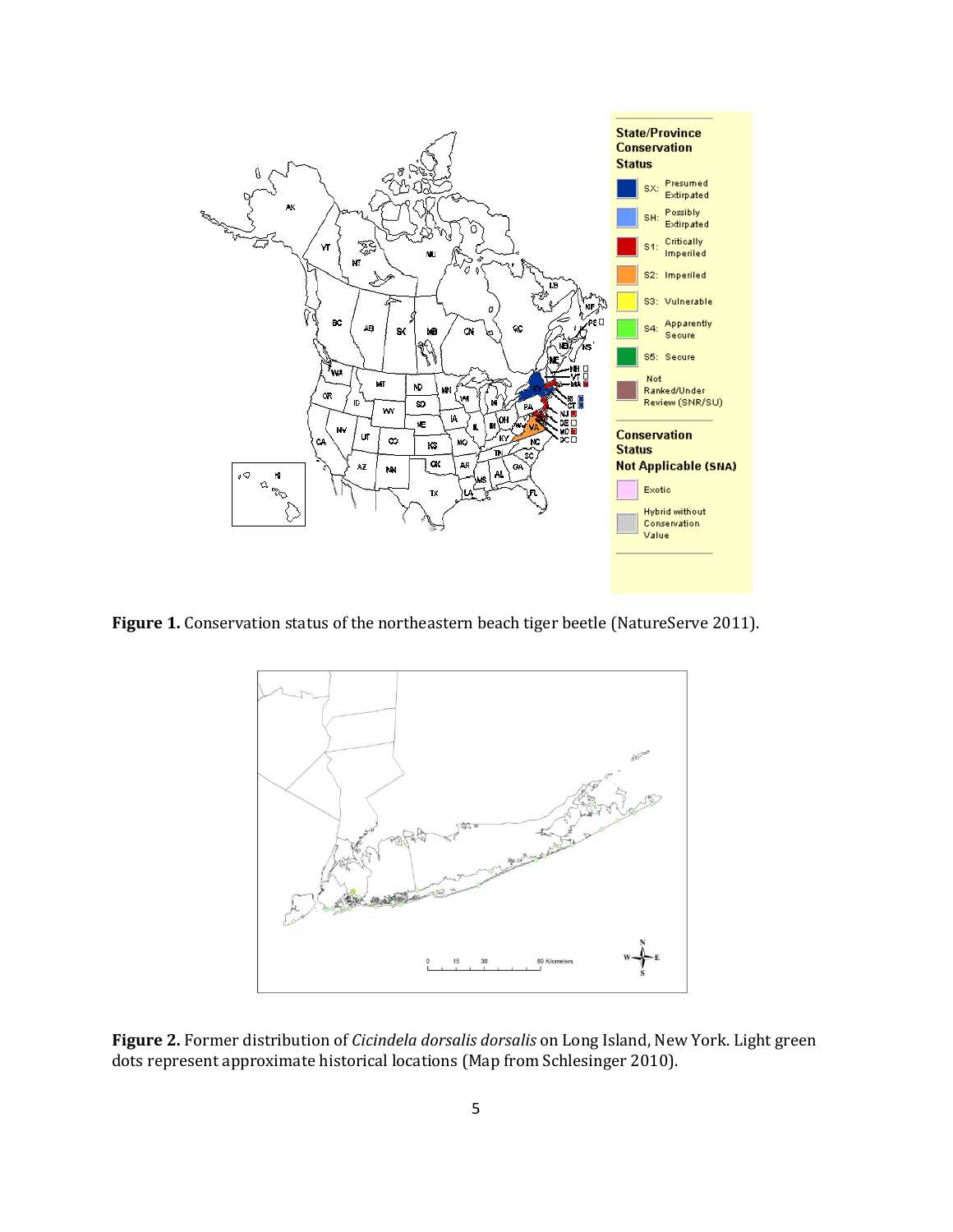**Figure 1.** Conservation status of the northeastern beach tiger beetle (NatureServe 2011).

**Figure 2.** Former distribution of *Cicindela dorsalis dorsalis* on Long Island, New York. Light green dots represent approximate historical locations (Map from Schlesinger 2010).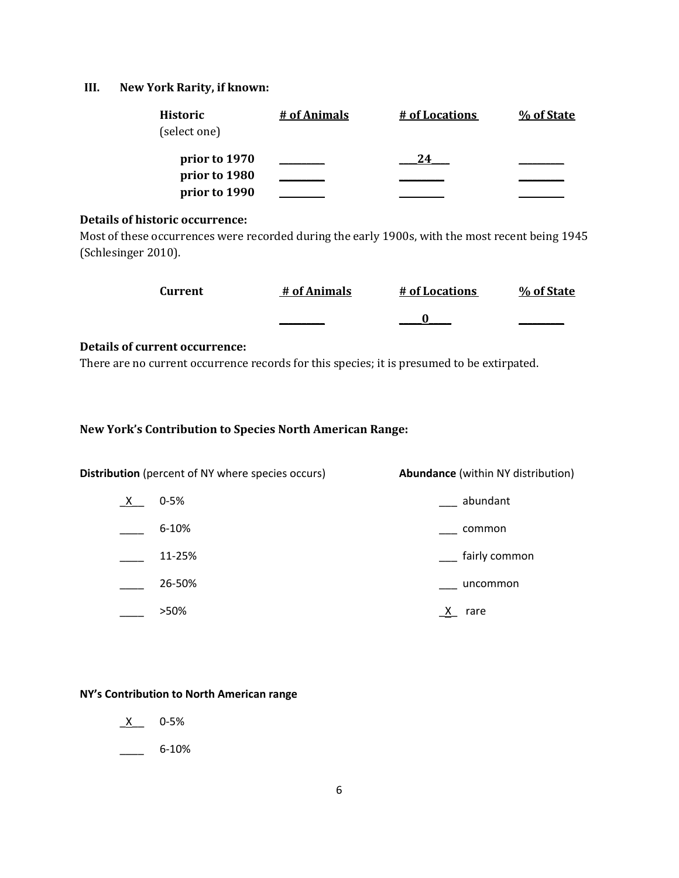## III. New York Rarity, if known:

| Historic (select one) | # of Animals | # of Locations | % of State |
|---|---|---|---|
| prior to 1970 | ________ | ___24___ | ________ |
| prior to 1980 | ________ | ________ | ________ |
| prior to 1990 | ________ | ________ | ________ |

**Details of historic occurrence:**

Most of these occurrences were recorded during the early 1900s, with the most recent being 1945 (Schlesinger 2010).

| Current | # of Animals | # of Locations | % of State |
|---|---|---|---|
| | ________ | ____0____ | ________ |

**Details of current occurrence:**

There are no current occurrence records for this species; it is presumed to be extirpated.

**New York's Contribution to Species North American Range:**

**Distribution** (percent of NY where species occurs)

_X__ 0-5%

____ 6-10%

____ 11-25%

____ 26-50%

____ >50%

**Abundance** (within NY distribution)

___ abundant

___ common

___ fairly common

___ uncommon

_X_ rare

**NY's Contribution to North American range**

_X__ 0-5%

____ 6-10%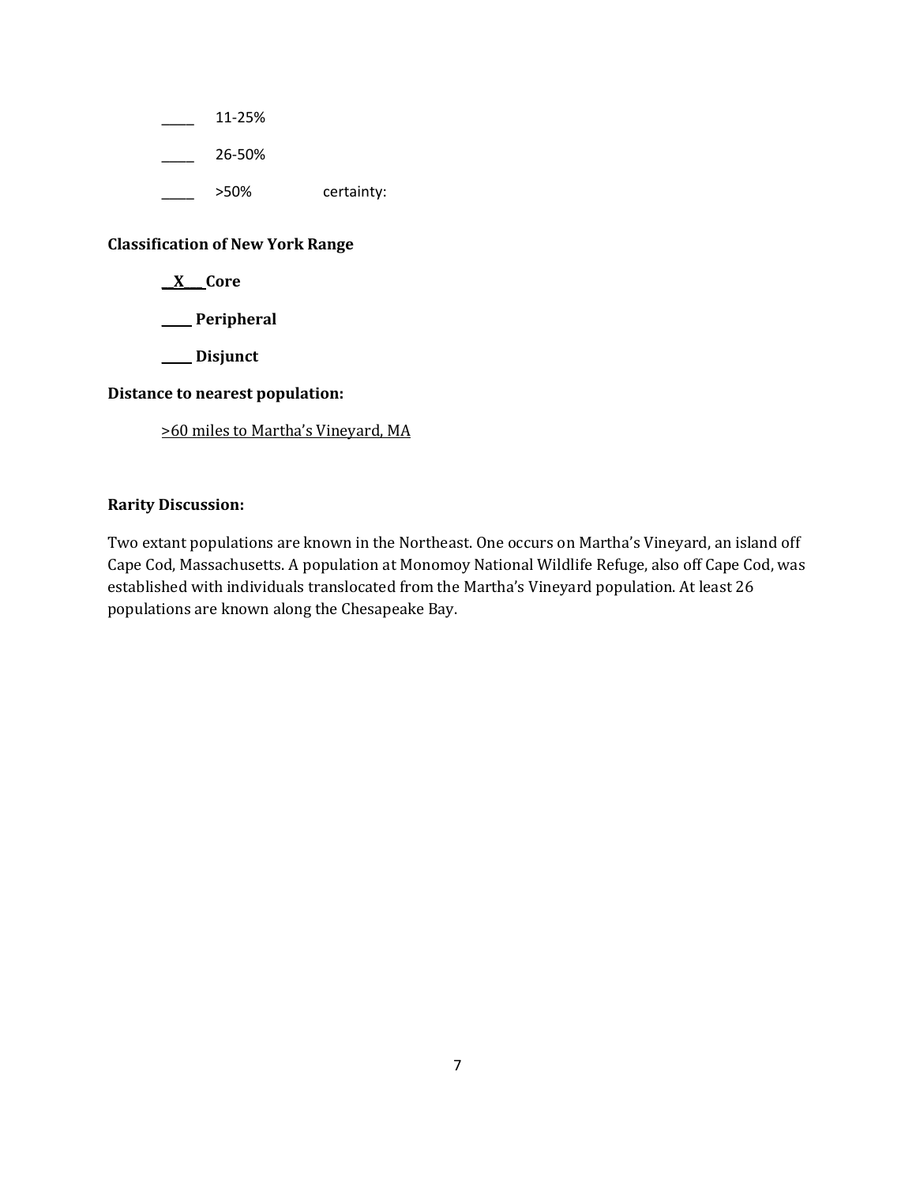_____ 11-25%

_____ 26-50%

_____ >50% certainty:

**Classification of New York Range**

**__X___ Core**

**_____ Peripheral**

**_____ Disjunct**

**Distance to nearest population:**

>60 miles to Martha's Vineyard, MA

**Rarity Discussion:**

Two extant populations are known in the Northeast. One occurs on Martha's Vineyard, an island off Cape Cod, Massachusetts. A population at Monomoy National Wildlife Refuge, also off Cape Cod, was established with individuals translocated from the Martha's Vineyard population. At least 26 populations are known along the Chesapeake Bay.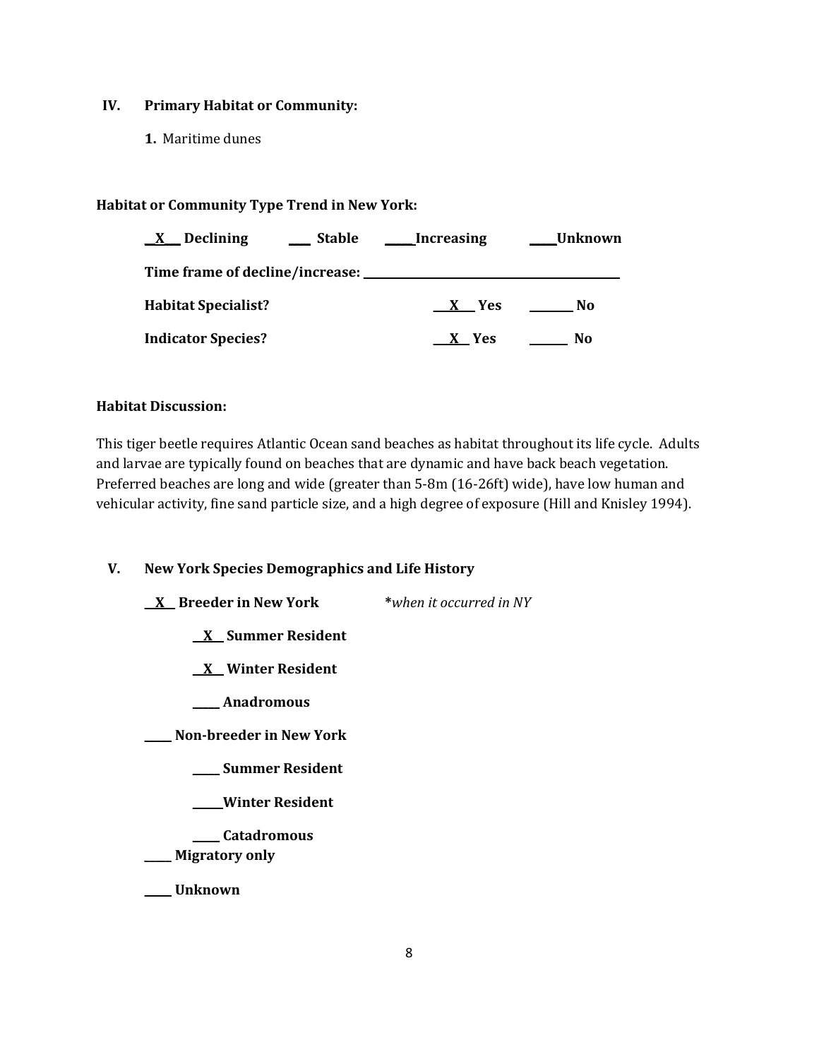## IV. Primary Habitat or Community:

**1.** Maritime dunes

**Habitat or Community Type Trend in New York:**

**__X__ Declining** **___ Stable** **_____Increasing** **____Unknown**

**Time frame of decline/increase:** ________________________

**Habitat Specialist?** **__X__ Yes** **_______ No**

**Indicator Species?** **__X__ Yes** **______ No**

**Habitat Discussion:**

This tiger beetle requires Atlantic Ocean sand beaches as habitat throughout its life cycle. Adults and larvae are typically found on beaches that are dynamic and have back beach vegetation. Preferred beaches are long and wide (greater than 5-8m (16-26ft) wide), have low human and vehicular activity, fine sand particle size, and a high degree of exposure (Hill and Knisley 1994).

## V. New York Species Demographics and Life History

**__X__ Breeder in New York** ***when it occurred in NY***

- **__X__ Summer Resident**
- **__X__ Winter Resident**
- **_____ Anadromous**

**_____ Non-breeder in New York**

- **_____ Summer Resident**
- **_____Winter Resident**
- **_____ Catadromous**

**_____ Migratory only**

**_____ Unknown**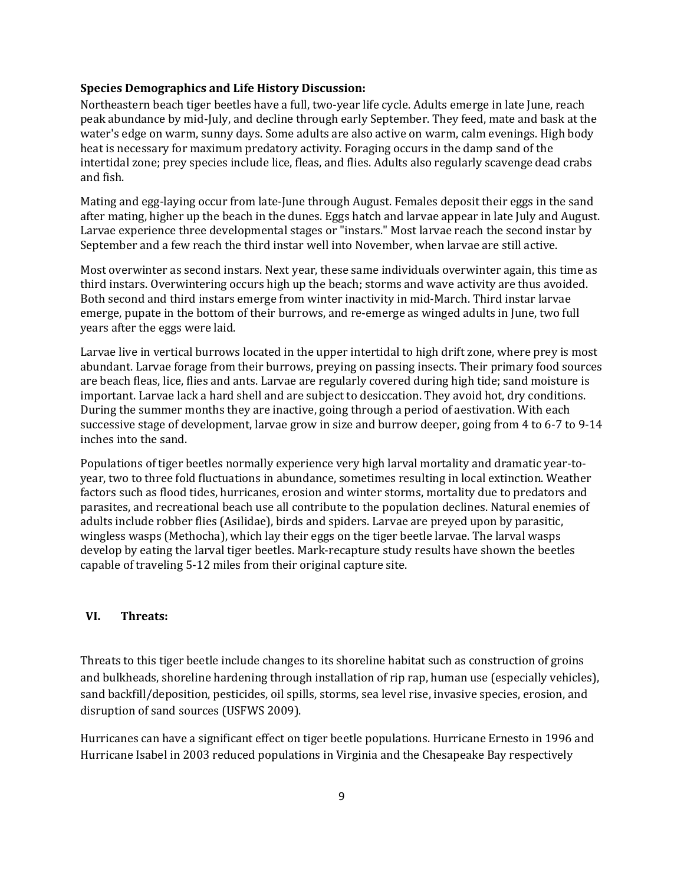**Species Demographics and Life History Discussion:**

Northeastern beach tiger beetles have a full, two-year life cycle. Adults emerge in late June, reach peak abundance by mid-July, and decline through early September. They feed, mate and bask at the water's edge on warm, sunny days. Some adults are also active on warm, calm evenings. High body heat is necessary for maximum predatory activity. Foraging occurs in the damp sand of the intertidal zone; prey species include lice, fleas, and flies. Adults also regularly scavenge dead crabs and fish.

Mating and egg-laying occur from late-June through August. Females deposit their eggs in the sand after mating, higher up the beach in the dunes. Eggs hatch and larvae appear in late July and August. Larvae experience three developmental stages or "instars." Most larvae reach the second instar by September and a few reach the third instar well into November, when larvae are still active.

Most overwinter as second instars. Next year, these same individuals overwinter again, this time as third instars. Overwintering occurs high up the beach; storms and wave activity are thus avoided. Both second and third instars emerge from winter inactivity in mid-March. Third instar larvae emerge, pupate in the bottom of their burrows, and re-emerge as winged adults in June, two full years after the eggs were laid.

Larvae live in vertical burrows located in the upper intertidal to high drift zone, where prey is most abundant. Larvae forage from their burrows, preying on passing insects. Their primary food sources are beach fleas, lice, flies and ants. Larvae are regularly covered during high tide; sand moisture is important. Larvae lack a hard shell and are subject to desiccation. They avoid hot, dry conditions. During the summer months they are inactive, going through a period of aestivation. With each successive stage of development, larvae grow in size and burrow deeper, going from 4 to 6-7 to 9-14 inches into the sand.

Populations of tiger beetles normally experience very high larval mortality and dramatic year-to-year, two to three fold fluctuations in abundance, sometimes resulting in local extinction. Weather factors such as flood tides, hurricanes, erosion and winter storms, mortality due to predators and parasites, and recreational beach use all contribute to the population declines. Natural enemies of adults include robber flies (Asilidae), birds and spiders. Larvae are preyed upon by parasitic, wingless wasps (Methocha), which lay their eggs on the tiger beetle larvae. The larval wasps develop by eating the larval tiger beetles. Mark-recapture study results have shown the beetles capable of traveling 5-12 miles from their original capture site.

## VI. Threats:

Threats to this tiger beetle include changes to its shoreline habitat such as construction of groins and bulkheads, shoreline hardening through installation of rip rap, human use (especially vehicles), sand backfill/deposition, pesticides, oil spills, storms, sea level rise, invasive species, erosion, and disruption of sand sources (USFWS 2009).

Hurricanes can have a significant effect on tiger beetle populations. Hurricane Ernesto in 1996 and Hurricane Isabel in 2003 reduced populations in Virginia and the Chesapeake Bay respectively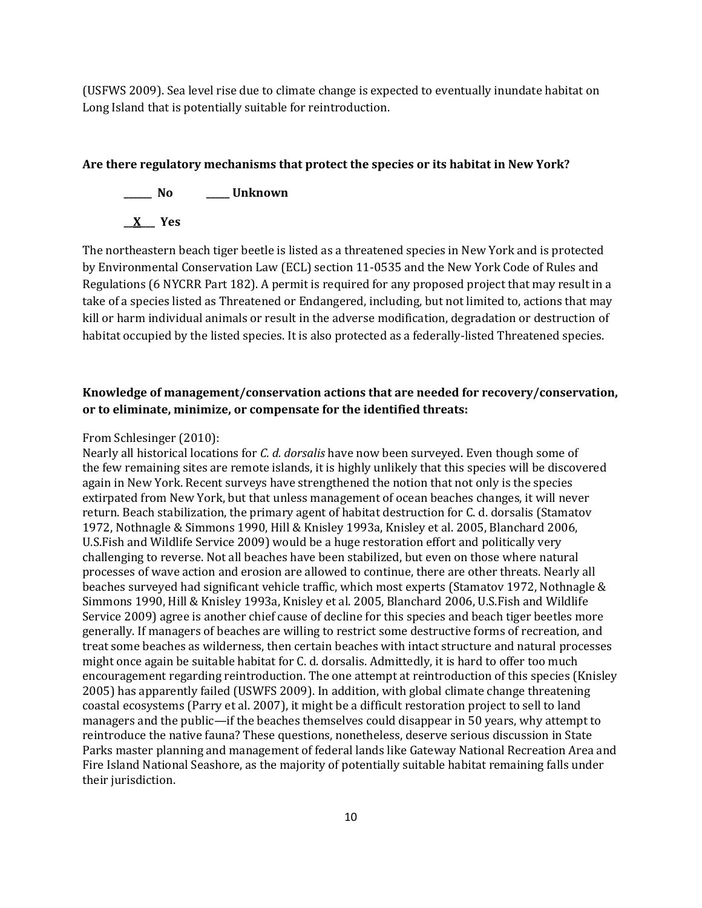(USFWS 2009). Sea level rise due to climate change is expected to eventually inundate habitat on Long Island that is potentially suitable for reintroduction.

**Are there regulatory mechanisms that protect the species or its habitat in New York?**

**______ No ______ Unknown**

**__X__ Yes**

The northeastern beach tiger beetle is listed as a threatened species in New York and is protected by Environmental Conservation Law (ECL) section 11-0535 and the New York Code of Rules and Regulations (6 NYCRR Part 182). A permit is required for any proposed project that may result in a take of a species listed as Threatened or Endangered, including, but not limited to, actions that may kill or harm individual animals or result in the adverse modification, degradation or destruction of habitat occupied by the listed species. It is also protected as a federally-listed Threatened species.

**Knowledge of management/conservation actions that are needed for recovery/conservation, or to eliminate, minimize, or compensate for the identified threats:**

From Schlesinger (2010):
Nearly all historical locations for *C. d. dorsalis* have now been surveyed. Even though some of the few remaining sites are remote islands, it is highly unlikely that this species will be discovered again in New York. Recent surveys have strengthened the notion that not only is the species extirpated from New York, but that unless management of ocean beaches changes, it will never return. Beach stabilization, the primary agent of habitat destruction for C. d. dorsalis (Stamatov 1972, Nothnagle & Simmons 1990, Hill & Knisley 1993a, Knisley et al. 2005, Blanchard 2006, U.S.Fish and Wildlife Service 2009) would be a huge restoration effort and politically very challenging to reverse. Not all beaches have been stabilized, but even on those where natural processes of wave action and erosion are allowed to continue, there are other threats. Nearly all beaches surveyed had significant vehicle traffic, which most experts (Stamatov 1972, Nothnagle & Simmons 1990, Hill & Knisley 1993a, Knisley et al. 2005, Blanchard 2006, U.S.Fish and Wildlife Service 2009) agree is another chief cause of decline for this species and beach tiger beetles more generally. If managers of beaches are willing to restrict some destructive forms of recreation, and treat some beaches as wilderness, then certain beaches with intact structure and natural processes might once again be suitable habitat for C. d. dorsalis. Admittedly, it is hard to offer too much encouragement regarding reintroduction. The one attempt at reintroduction of this species (Knisley 2005) has apparently failed (USWFS 2009). In addition, with global climate change threatening coastal ecosystems (Parry et al. 2007), it might be a difficult restoration project to sell to land managers and the public—if the beaches themselves could disappear in 50 years, why attempt to reintroduce the native fauna? These questions, nonetheless, deserve serious discussion in State Parks master planning and management of federal lands like Gateway National Recreation Area and Fire Island National Seashore, as the majority of potentially suitable habitat remaining falls under their jurisdiction.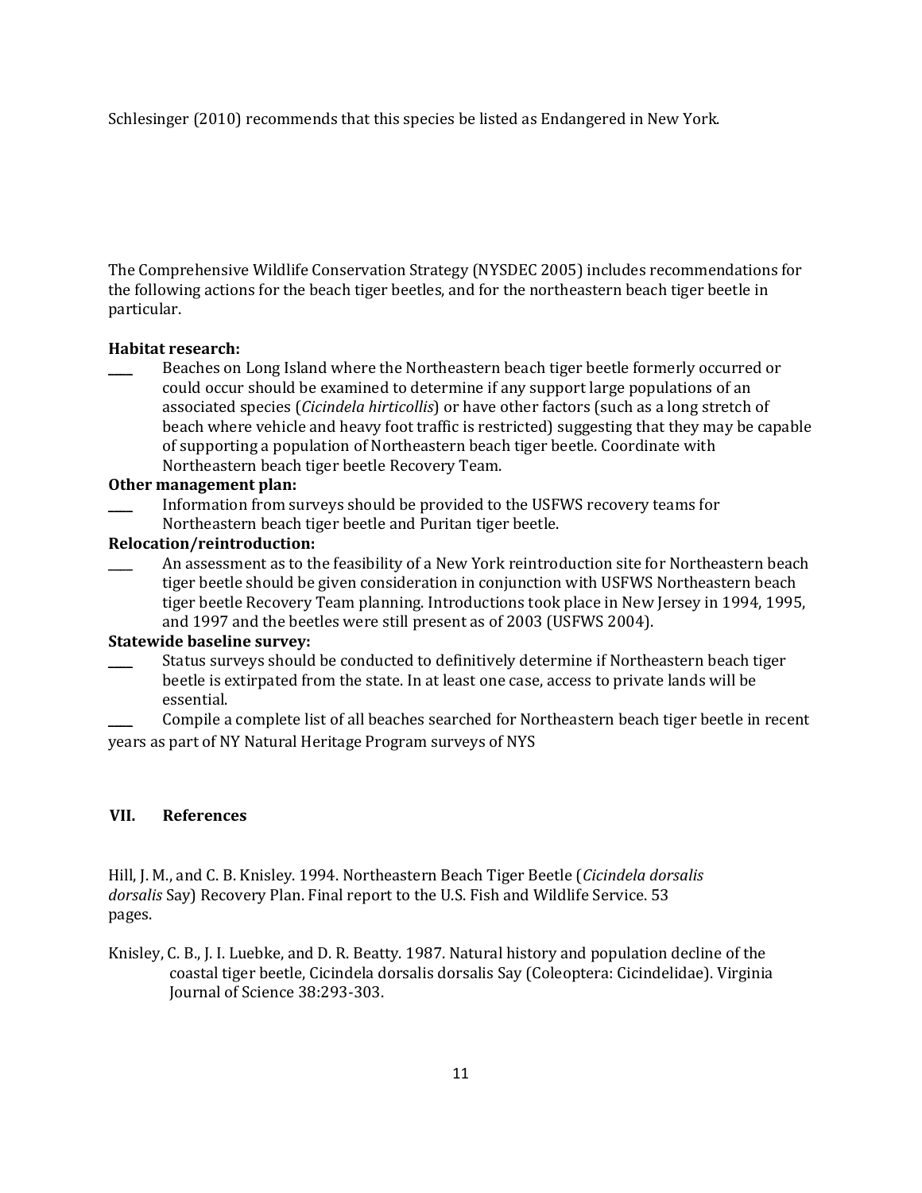Schlesinger (2010) recommends that this species be listed as Endangered in New York.

The Comprehensive Wildlife Conservation Strategy (NYSDEC 2005) includes recommendations for the following actions for the beach tiger beetles, and for the northeastern beach tiger beetle in particular.

**Habitat research:**

____ Beaches on Long Island where the Northeastern beach tiger beetle formerly occurred or could occur should be examined to determine if any support large populations of an associated species (*Cicindela hirticollis*) or have other factors (such as a long stretch of beach where vehicle and heavy foot traffic is restricted) suggesting that they may be capable of supporting a population of Northeastern beach tiger beetle. Coordinate with Northeastern beach tiger beetle Recovery Team.

**Other management plan:**

____ Information from surveys should be provided to the USFWS recovery teams for Northeastern beach tiger beetle and Puritan tiger beetle.

**Relocation/reintroduction:**

____ An assessment as to the feasibility of a New York reintroduction site for Northeastern beach tiger beetle should be given consideration in conjunction with USFWS Northeastern beach tiger beetle Recovery Team planning. Introductions took place in New Jersey in 1994, 1995, and 1997 and the beetles were still present as of 2003 (USFWS 2004).

**Statewide baseline survey:**

____ Status surveys should be conducted to definitively determine if Northeastern beach tiger beetle is extirpated from the state. In at least one case, access to private lands will be essential.

____ Compile a complete list of all beaches searched for Northeastern beach tiger beetle in recent years as part of NY Natural Heritage Program surveys of NYS

## VII. References

Hill, J. M., and C. B. Knisley. 1994. Northeastern Beach Tiger Beetle (*Cicindela dorsalis dorsalis* Say) Recovery Plan. Final report to the U.S. Fish and Wildlife Service. 53 pages.

Knisley, C. B., J. I. Luebke, and D. R. Beatty. 1987. Natural history and population decline of the coastal tiger beetle, Cicindela dorsalis dorsalis Say (Coleoptera: Cicindelidae). Virginia Journal of Science 38:293-303.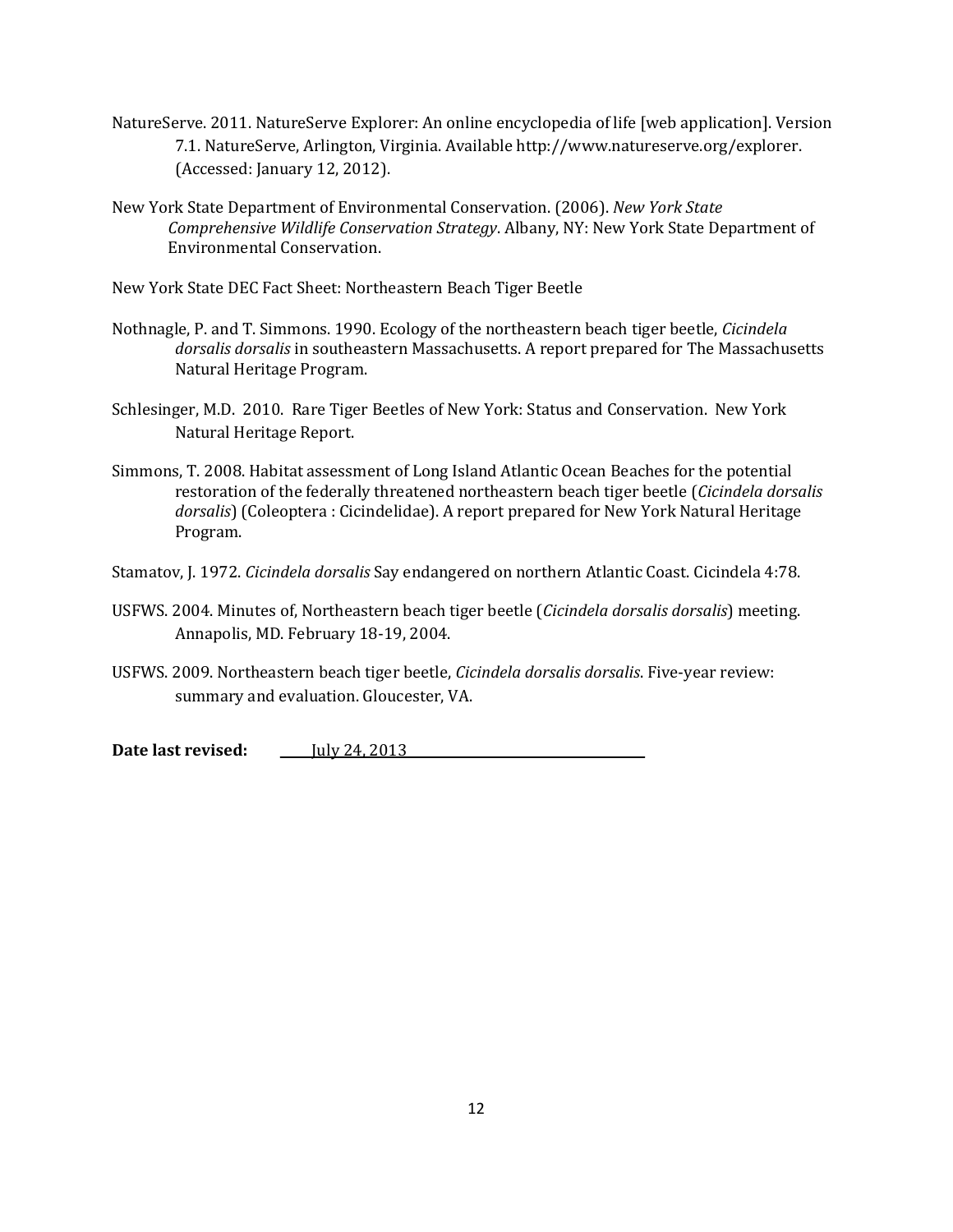NatureServe. 2011. NatureServe Explorer: An online encyclopedia of life [web application]. Version 7.1. NatureServe, Arlington, Virginia. Available http://www.natureserve.org/explorer. (Accessed: January 12, 2012).

New York State Department of Environmental Conservation. (2006). *New York State Comprehensive Wildlife Conservation Strategy*. Albany, NY: New York State Department of Environmental Conservation.

New York State DEC Fact Sheet: Northeastern Beach Tiger Beetle

Nothnagle, P. and T. Simmons. 1990. Ecology of the northeastern beach tiger beetle, *Cicindela dorsalis dorsalis* in southeastern Massachusetts. A report prepared for The Massachusetts Natural Heritage Program.

Schlesinger, M.D. 2010. Rare Tiger Beetles of New York: Status and Conservation. New York Natural Heritage Report.

Simmons, T. 2008. Habitat assessment of Long Island Atlantic Ocean Beaches for the potential restoration of the federally threatened northeastern beach tiger beetle (*Cicindela dorsalis dorsalis*) (Coleoptera : Cicindelidae). A report prepared for New York Natural Heritage Program.

Stamatov, J. 1972. *Cicindela dorsalis* Say endangered on northern Atlantic Coast. Cicindela 4:78.

USFWS. 2004. Minutes of, Northeastern beach tiger beetle (*Cicindela dorsalis dorsalis*) meeting. Annapolis, MD. February 18-19, 2004.

USFWS. 2009. Northeastern beach tiger beetle, *Cicindela dorsalis dorsalis*. Five-year review: summary and evaluation. Gloucester, VA.

**Date last revised:** July 24, 2013